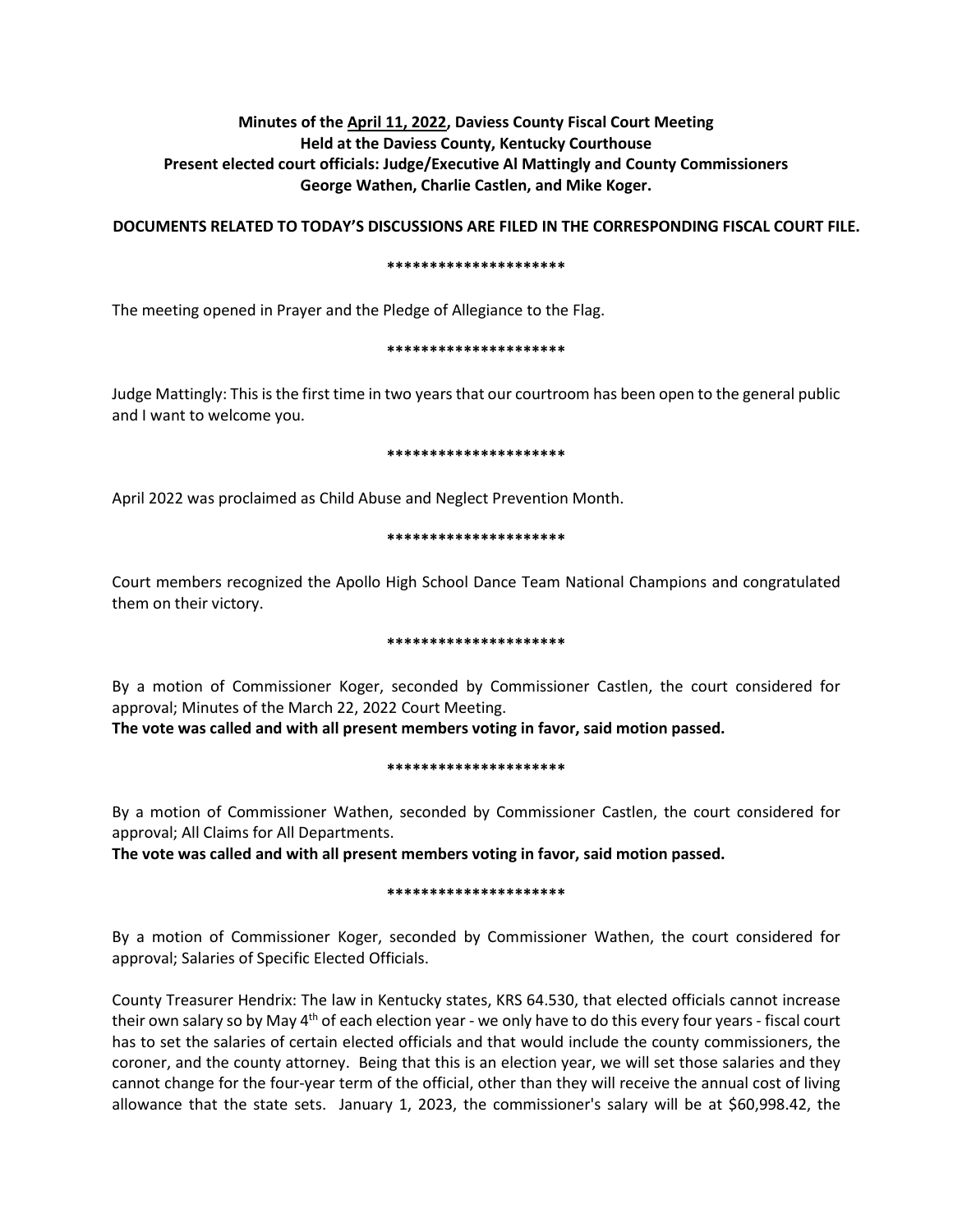**Minutes of the <u>April 11, 2022</u>, Daviess County Fiscal Court Meeting**
**Held at the Daviess County, Kentucky Courthouse**
**Present elected court officials: Judge/Executive Al Mattingly and County Commissioners George Wathen, Charlie Castlen, and Mike Koger.**

**DOCUMENTS RELATED TO TODAY'S DISCUSSIONS ARE FILED IN THE CORRESPONDING FISCAL COURT FILE.**

**********************

The meeting opened in Prayer and the Pledge of Allegiance to the Flag.

**********************

Judge Mattingly: This is the first time in two years that our courtroom has been open to the general public and I want to welcome you.

**********************

April 2022 was proclaimed as Child Abuse and Neglect Prevention Month.

**********************

Court members recognized the Apollo High School Dance Team National Champions and congratulated them on their victory.

**********************

By a motion of Commissioner Koger, seconded by Commissioner Castlen, the court considered for approval; Minutes of the March 22, 2022 Court Meeting.
**The vote was called and with all present members voting in favor, said motion passed.**

**********************

By a motion of Commissioner Wathen, seconded by Commissioner Castlen, the court considered for approval; All Claims for All Departments.
**The vote was called and with all present members voting in favor, said motion passed.**

**********************

By a motion of Commissioner Koger, seconded by Commissioner Wathen, the court considered for approval; Salaries of Specific Elected Officials.

County Treasurer Hendrix: The law in Kentucky states, KRS 64.530, that elected officials cannot increase their own salary so by May 4th of each election year - we only have to do this every four years - fiscal court has to set the salaries of certain elected officials and that would include the county commissioners, the coroner, and the county attorney. Being that this is an election year, we will set those salaries and they cannot change for the four-year term of the official, other than they will receive the annual cost of living allowance that the state sets. January 1, 2023, the commissioner's salary will be at $60,998.42, the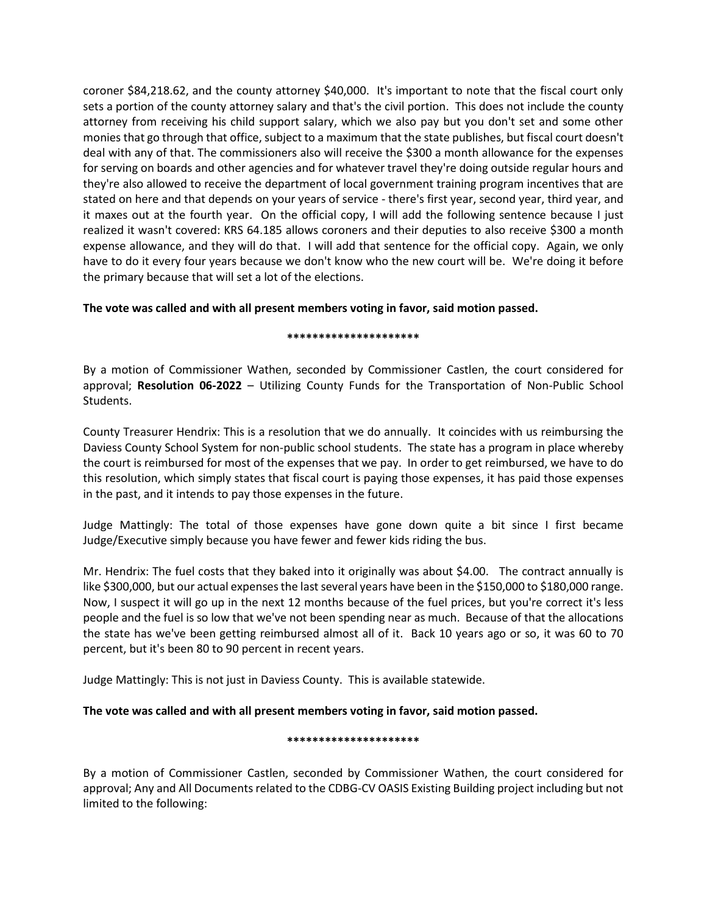coroner $84,218.62, and the county attorney $40,000. It's important to note that the fiscal court only sets a portion of the county attorney salary and that's the civil portion. This does not include the county attorney from receiving his child support salary, which we also pay but you don't set and some other monies that go through that office, subject to a maximum that the state publishes, but fiscal court doesn't deal with any of that. The commissioners also will receive the $300 a month allowance for the expenses for serving on boards and other agencies and for whatever travel they're doing outside regular hours and they're also allowed to receive the department of local government training program incentives that are stated on here and that depends on your years of service - there's first year, second year, third year, and it maxes out at the fourth year. On the official copy, I will add the following sentence because I just realized it wasn't covered: KRS 64.185 allows coroners and their deputies to also receive $300 a month expense allowance, and they will do that. I will add that sentence for the official copy. Again, we only have to do it every four years because we don't know who the new court will be. We're doing it before the primary because that will set a lot of the elections.

**The vote was called and with all present members voting in favor, said motion passed.**

*********************

By a motion of Commissioner Wathen, seconded by Commissioner Castlen, the court considered for approval; **Resolution 06-2022** – Utilizing County Funds for the Transportation of Non-Public School Students.

County Treasurer Hendrix: This is a resolution that we do annually. It coincides with us reimbursing the Daviess County School System for non-public school students. The state has a program in place whereby the court is reimbursed for most of the expenses that we pay. In order to get reimbursed, we have to do this resolution, which simply states that fiscal court is paying those expenses, it has paid those expenses in the past, and it intends to pay those expenses in the future.

Judge Mattingly: The total of those expenses have gone down quite a bit since I first became Judge/Executive simply because you have fewer and fewer kids riding the bus.

Mr. Hendrix: The fuel costs that they baked into it originally was about $4.00. The contract annually is like $300,000, but our actual expenses the last several years have been in the $150,000 to $180,000 range. Now, I suspect it will go up in the next 12 months because of the fuel prices, but you're correct it's less people and the fuel is so low that we've not been spending near as much. Because of that the allocations the state has we've been getting reimbursed almost all of it. Back 10 years ago or so, it was 60 to 70 percent, but it's been 80 to 90 percent in recent years.

Judge Mattingly: This is not just in Daviess County. This is available statewide.

**The vote was called and with all present members voting in favor, said motion passed.**

*********************

By a motion of Commissioner Castlen, seconded by Commissioner Wathen, the court considered for approval; Any and All Documents related to the CDBG-CV OASIS Existing Building project including but not limited to the following: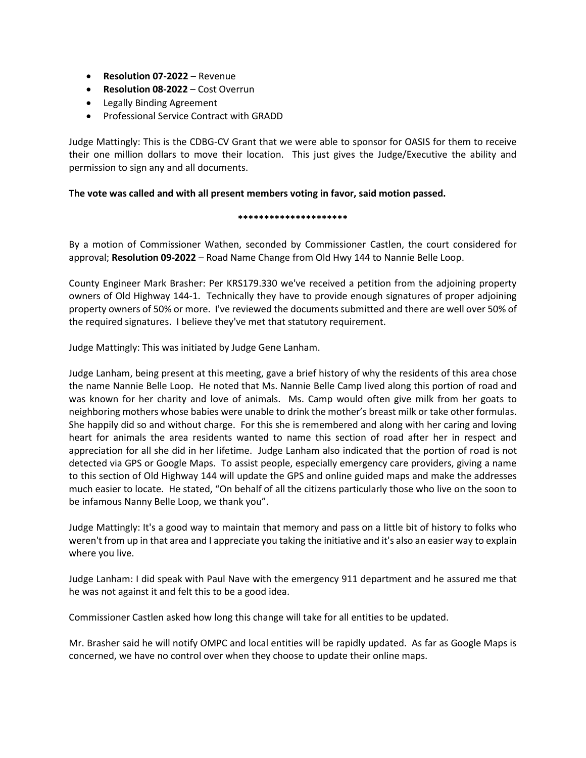- **Resolution 07-2022** – Revenue
- **Resolution 08-2022** – Cost Overrun
- Legally Binding Agreement
- Professional Service Contract with GRADD

Judge Mattingly: This is the CDBG-CV Grant that we were able to sponsor for OASIS for them to receive their one million dollars to move their location. This just gives the Judge/Executive the ability and permission to sign any and all documents.

**The vote was called and with all present members voting in favor, said motion passed.**

*********************

By a motion of Commissioner Wathen, seconded by Commissioner Castlen, the court considered for approval; **Resolution 09-2022** – Road Name Change from Old Hwy 144 to Nannie Belle Loop.

County Engineer Mark Brasher: Per KRS179.330 we've received a petition from the adjoining property owners of Old Highway 144-1. Technically they have to provide enough signatures of proper adjoining property owners of 50% or more. I've reviewed the documents submitted and there are well over 50% of the required signatures. I believe they've met that statutory requirement.

Judge Mattingly: This was initiated by Judge Gene Lanham.

Judge Lanham, being present at this meeting, gave a brief history of why the residents of this area chose the name Nannie Belle Loop. He noted that Ms. Nannie Belle Camp lived along this portion of road and was known for her charity and love of animals. Ms. Camp would often give milk from her goats to neighboring mothers whose babies were unable to drink the mother's breast milk or take other formulas. She happily did so and without charge. For this she is remembered and along with her caring and loving heart for animals the area residents wanted to name this section of road after her in respect and appreciation for all she did in her lifetime. Judge Lanham also indicated that the portion of road is not detected via GPS or Google Maps. To assist people, especially emergency care providers, giving a name to this section of Old Highway 144 will update the GPS and online guided maps and make the addresses much easier to locate. He stated, "On behalf of all the citizens particularly those who live on the soon to be infamous Nanny Belle Loop, we thank you".

Judge Mattingly: It's a good way to maintain that memory and pass on a little bit of history to folks who weren't from up in that area and I appreciate you taking the initiative and it's also an easier way to explain where you live.

Judge Lanham: I did speak with Paul Nave with the emergency 911 department and he assured me that he was not against it and felt this to be a good idea.

Commissioner Castlen asked how long this change will take for all entities to be updated.

Mr. Brasher said he will notify OMPC and local entities will be rapidly updated. As far as Google Maps is concerned, we have no control over when they choose to update their online maps.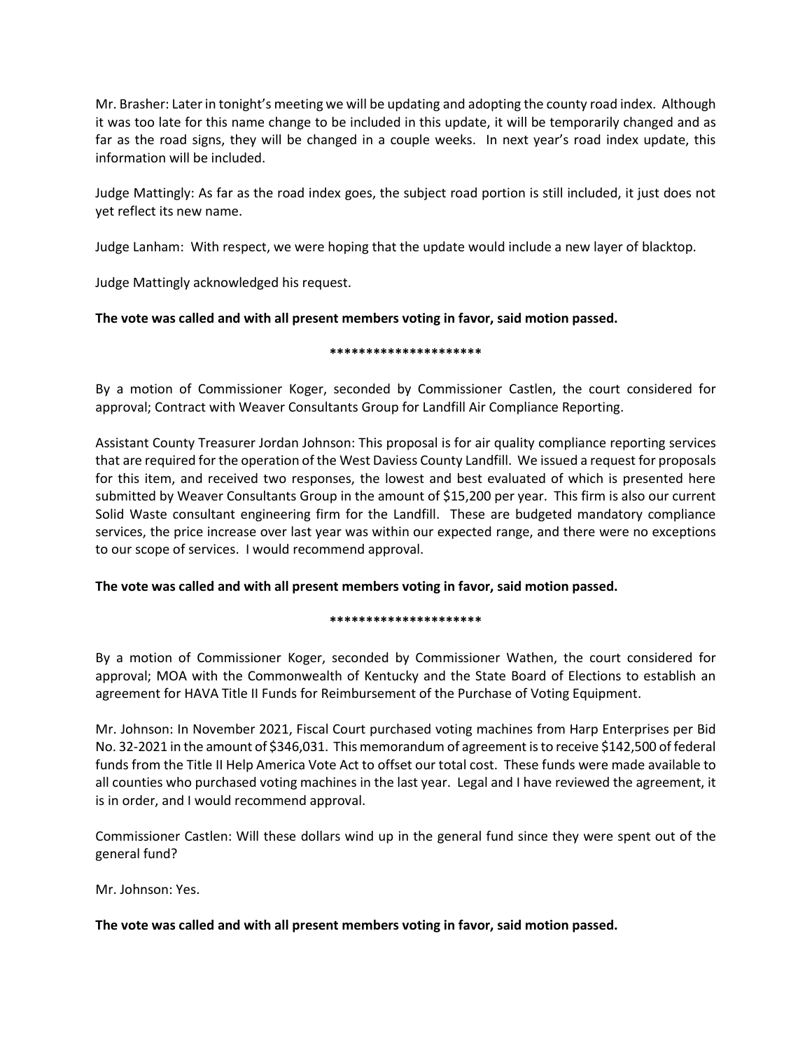Mr. Brasher: Later in tonight's meeting we will be updating and adopting the county road index. Although it was too late for this name change to be included in this update, it will be temporarily changed and as far as the road signs, they will be changed in a couple weeks. In next year's road index update, this information will be included.

Judge Mattingly: As far as the road index goes, the subject road portion is still included, it just does not yet reflect its new name.

Judge Lanham: With respect, we were hoping that the update would include a new layer of blacktop.

Judge Mattingly acknowledged his request.

**The vote was called and with all present members voting in favor, said motion passed.**

*********************

By a motion of Commissioner Koger, seconded by Commissioner Castlen, the court considered for approval; Contract with Weaver Consultants Group for Landfill Air Compliance Reporting.

Assistant County Treasurer Jordan Johnson: This proposal is for air quality compliance reporting services that are required for the operation of the West Daviess County Landfill. We issued a request for proposals for this item, and received two responses, the lowest and best evaluated of which is presented here submitted by Weaver Consultants Group in the amount of $15,200 per year. This firm is also our current Solid Waste consultant engineering firm for the Landfill. These are budgeted mandatory compliance services, the price increase over last year was within our expected range, and there were no exceptions to our scope of services. I would recommend approval.

**The vote was called and with all present members voting in favor, said motion passed.**

*********************

By a motion of Commissioner Koger, seconded by Commissioner Wathen, the court considered for approval; MOA with the Commonwealth of Kentucky and the State Board of Elections to establish an agreement for HAVA Title II Funds for Reimbursement of the Purchase of Voting Equipment.

Mr. Johnson: In November 2021, Fiscal Court purchased voting machines from Harp Enterprises per Bid No. 32-2021 in the amount of $346,031. This memorandum of agreement is to receive $142,500 of federal funds from the Title II Help America Vote Act to offset our total cost. These funds were made available to all counties who purchased voting machines in the last year. Legal and I have reviewed the agreement, it is in order, and I would recommend approval.

Commissioner Castlen: Will these dollars wind up in the general fund since they were spent out of the general fund?

Mr. Johnson: Yes.

**The vote was called and with all present members voting in favor, said motion passed.**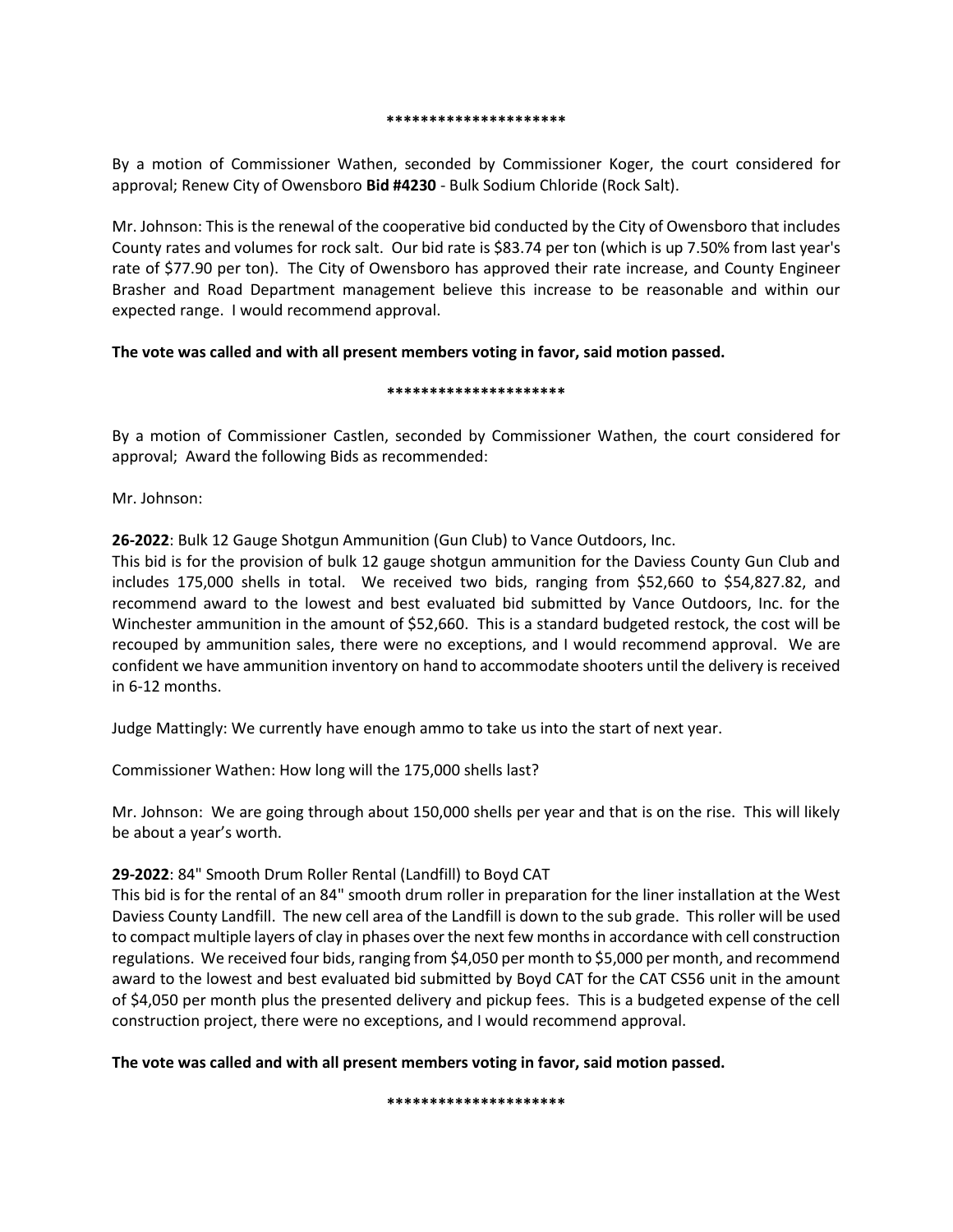*********************

By a motion of Commissioner Wathen, seconded by Commissioner Koger, the court considered for approval; Renew City of Owensboro **Bid #4230** - Bulk Sodium Chloride (Rock Salt).

Mr. Johnson: This is the renewal of the cooperative bid conducted by the City of Owensboro that includes County rates and volumes for rock salt. Our bid rate is $83.74 per ton (which is up 7.50% from last year's rate of $77.90 per ton). The City of Owensboro has approved their rate increase, and County Engineer Brasher and Road Department management believe this increase to be reasonable and within our expected range. I would recommend approval.

**The vote was called and with all present members voting in favor, said motion passed.**

*********************

By a motion of Commissioner Castlen, seconded by Commissioner Wathen, the court considered for approval; Award the following Bids as recommended:

Mr. Johnson:

**26-2022**: Bulk 12 Gauge Shotgun Ammunition (Gun Club) to Vance Outdoors, Inc.
This bid is for the provision of bulk 12 gauge shotgun ammunition for the Daviess County Gun Club and includes 175,000 shells in total. We received two bids, ranging from $52,660 to $54,827.82, and recommend award to the lowest and best evaluated bid submitted by Vance Outdoors, Inc. for the Winchester ammunition in the amount of $52,660. This is a standard budgeted restock, the cost will be recouped by ammunition sales, there were no exceptions, and I would recommend approval. We are confident we have ammunition inventory on hand to accommodate shooters until the delivery is received in 6-12 months.

Judge Mattingly: We currently have enough ammo to take us into the start of next year.

Commissioner Wathen: How long will the 175,000 shells last?

Mr. Johnson: We are going through about 150,000 shells per year and that is on the rise. This will likely be about a year's worth.

**29-2022**: 84" Smooth Drum Roller Rental (Landfill) to Boyd CAT
This bid is for the rental of an 84" smooth drum roller in preparation for the liner installation at the West Daviess County Landfill. The new cell area of the Landfill is down to the sub grade. This roller will be used to compact multiple layers of clay in phases over the next few months in accordance with cell construction regulations. We received four bids, ranging from $4,050 per month to $5,000 per month, and recommend award to the lowest and best evaluated bid submitted by Boyd CAT for the CAT CS56 unit in the amount of $4,050 per month plus the presented delivery and pickup fees. This is a budgeted expense of the cell construction project, there were no exceptions, and I would recommend approval.

**The vote was called and with all present members voting in favor, said motion passed.**

*********************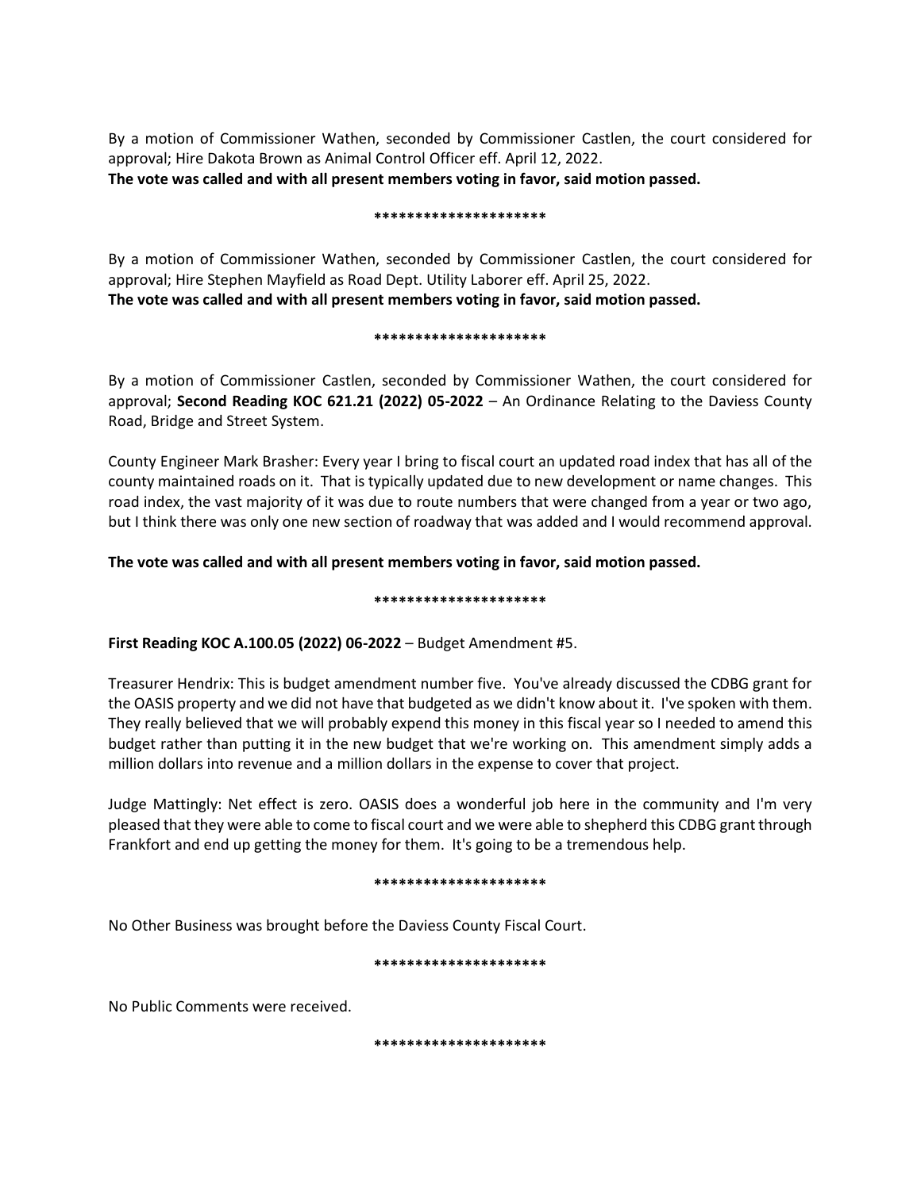By a motion of Commissioner Wathen, seconded by Commissioner Castlen, the court considered for approval; Hire Dakota Brown as Animal Control Officer eff. April 12, 2022.
**The vote was called and with all present members voting in favor, said motion passed.**

**********************

By a motion of Commissioner Wathen, seconded by Commissioner Castlen, the court considered for approval; Hire Stephen Mayfield as Road Dept. Utility Laborer eff. April 25, 2022.
**The vote was called and with all present members voting in favor, said motion passed.**

**********************

By a motion of Commissioner Castlen, seconded by Commissioner Wathen, the court considered for approval; **Second Reading KOC 621.21 (2022) 05-2022** – An Ordinance Relating to the Daviess County Road, Bridge and Street System.

County Engineer Mark Brasher: Every year I bring to fiscal court an updated road index that has all of the county maintained roads on it. That is typically updated due to new development or name changes. This road index, the vast majority of it was due to route numbers that were changed from a year or two ago, but I think there was only one new section of roadway that was added and I would recommend approval.

**The vote was called and with all present members voting in favor, said motion passed.**

**********************

**First Reading KOC A.100.05 (2022) 06-2022** – Budget Amendment #5.

Treasurer Hendrix: This is budget amendment number five. You've already discussed the CDBG grant for the OASIS property and we did not have that budgeted as we didn't know about it. I've spoken with them. They really believed that we will probably expend this money in this fiscal year so I needed to amend this budget rather than putting it in the new budget that we're working on. This amendment simply adds a million dollars into revenue and a million dollars in the expense to cover that project.

Judge Mattingly: Net effect is zero. OASIS does a wonderful job here in the community and I'm very pleased that they were able to come to fiscal court and we were able to shepherd this CDBG grant through Frankfort and end up getting the money for them. It's going to be a tremendous help.

**********************

No Other Business was brought before the Daviess County Fiscal Court.

**********************

No Public Comments were received.

**********************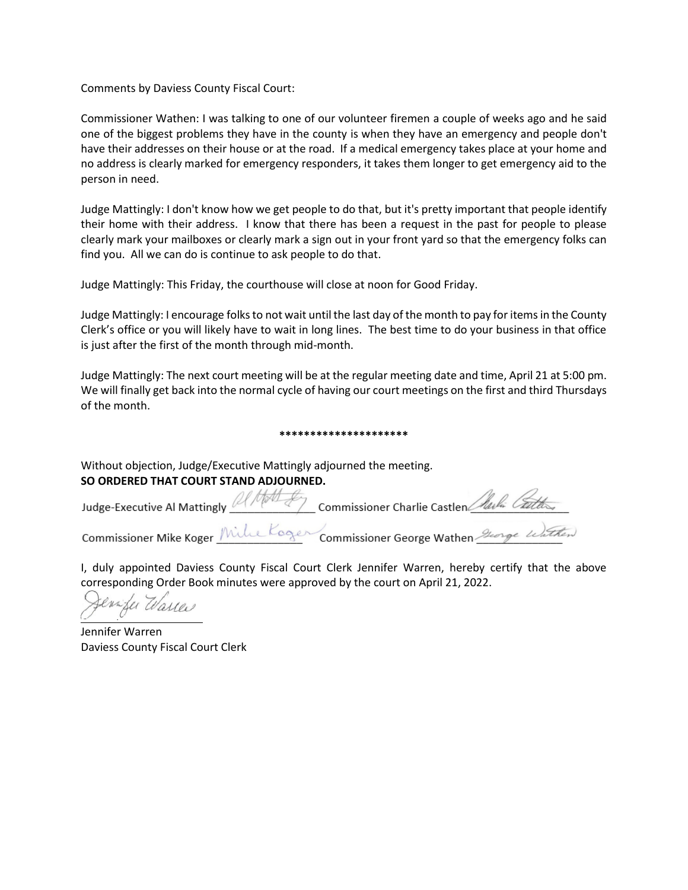Comments by Daviess County Fiscal Court:

Commissioner Wathen: I was talking to one of our volunteer firemen a couple of weeks ago and he said one of the biggest problems they have in the county is when they have an emergency and people don't have their addresses on their house or at the road. If a medical emergency takes place at your home and no address is clearly marked for emergency responders, it takes them longer to get emergency aid to the person in need.

Judge Mattingly: I don't know how we get people to do that, but it's pretty important that people identify their home with their address. I know that there has been a request in the past for people to please clearly mark your mailboxes or clearly mark a sign out in your front yard so that the emergency folks can find you. All we can do is continue to ask people to do that.

Judge Mattingly: This Friday, the courthouse will close at noon for Good Friday.

Judge Mattingly: I encourage folks to not wait until the last day of the month to pay for items in the County Clerk's office or you will likely have to wait in long lines. The best time to do your business in that office is just after the first of the month through mid-month.

Judge Mattingly: The next court meeting will be at the regular meeting date and time, April 21 at 5:00 pm. We will finally get back into the normal cycle of having our court meetings on the first and third Thursdays of the month.

**********************

Without objection, Judge/Executive Mattingly adjourned the meeting.

**SO ORDERED THAT COURT STAND ADJOURNED.**

Judge-Executive Al Mattingly *Al Mattingly* Commissioner Charlie Castlen *Charlie Castlen*

Commissioner Mike Koger *Mike Koger* Commissioner George Wathen *George Wathen*

I, duly appointed Daviess County Fiscal Court Clerk Jennifer Warren, hereby certify that the above corresponding Order Book minutes were approved by the court on April 21, 2022.

*Jennifer Warren*

Jennifer Warren
Daviess County Fiscal Court Clerk